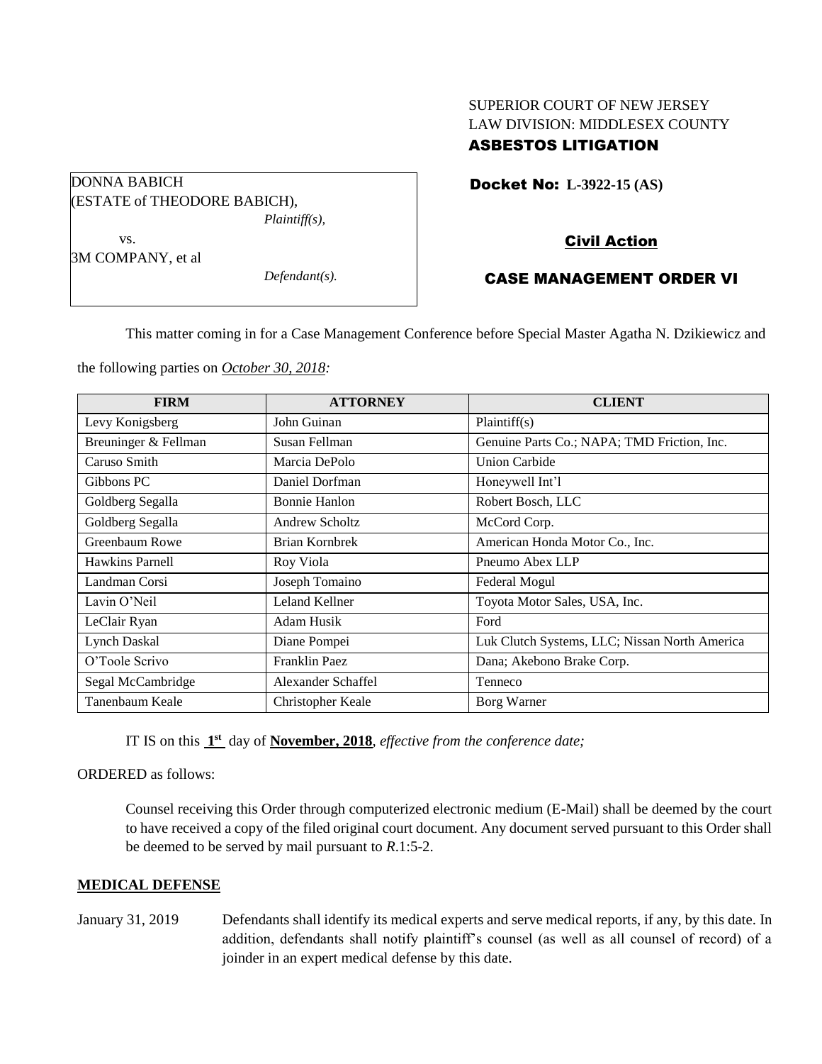SUPERIOR COURT OF NEW JERSEY
LAW DIVISION: MIDDLESEX COUNTY
**ASBESTOS LITIGATION**

DONNA BABICH
(ESTATE of THEODORE BABICH),
*Plaintiff(s),*

vs.

3M COMPANY, et al
*Defendant(s).*

**Docket No: L-3922-15 (AS)**

**Civil Action**

**CASE MANAGEMENT ORDER VI**

This matter coming in for a Case Management Conference before Special Master Agatha N. Dzikiewicz and the following parties on *October 30, 2018:*

| FIRM | ATTORNEY | CLIENT |
|---|---|---|
| Levy Konigsberg | John Guinan | Plaintiff(s) |
| Breuninger & Fellman | Susan Fellman | Genuine Parts Co.; NAPA; TMD Friction, Inc. |
| Caruso Smith | Marcia DePolo | Union Carbide |
| Gibbons PC | Daniel Dorfman | Honeywell Int'l |
| Goldberg Segalla | Bonnie Hanlon | Robert Bosch, LLC |
| Goldberg Segalla | Andrew Scholtz | McCord Corp. |
| Greenbaum Rowe | Brian Kornbrek | American Honda Motor Co., Inc. |
| Hawkins Parnell | Roy Viola | Pneumo Abex LLP |
| Landman Corsi | Joseph Tomaino | Federal Mogul |
| Lavin O'Neil | Leland Kellner | Toyota Motor Sales, USA, Inc. |
| LeClair Ryan | Adam Husik | Ford |
| Lynch Daskal | Diane Pompei | Luk Clutch Systems, LLC; Nissan North America |
| O'Toole Scrivo | Franklin Paez | Dana; Akebono Brake Corp. |
| Segal McCambridge | Alexander Schaffel | Tenneco |
| Tanenbaum Keale | Christopher Keale | Borg Warner |

IT IS on this **1st** day of **November, 2018**, *effective from the conference date;*

ORDERED as follows:

Counsel receiving this Order through computerized electronic medium (E-Mail) shall be deemed by the court to have received a copy of the filed original court document. Any document served pursuant to this Order shall be deemed to be served by mail pursuant to *R*.1:5-2.

**MEDICAL DEFENSE**

January 31, 2019 — Defendants shall identify its medical experts and serve medical reports, if any, by this date. In addition, defendants shall notify plaintiff's counsel (as well as all counsel of record) of a joinder in an expert medical defense by this date.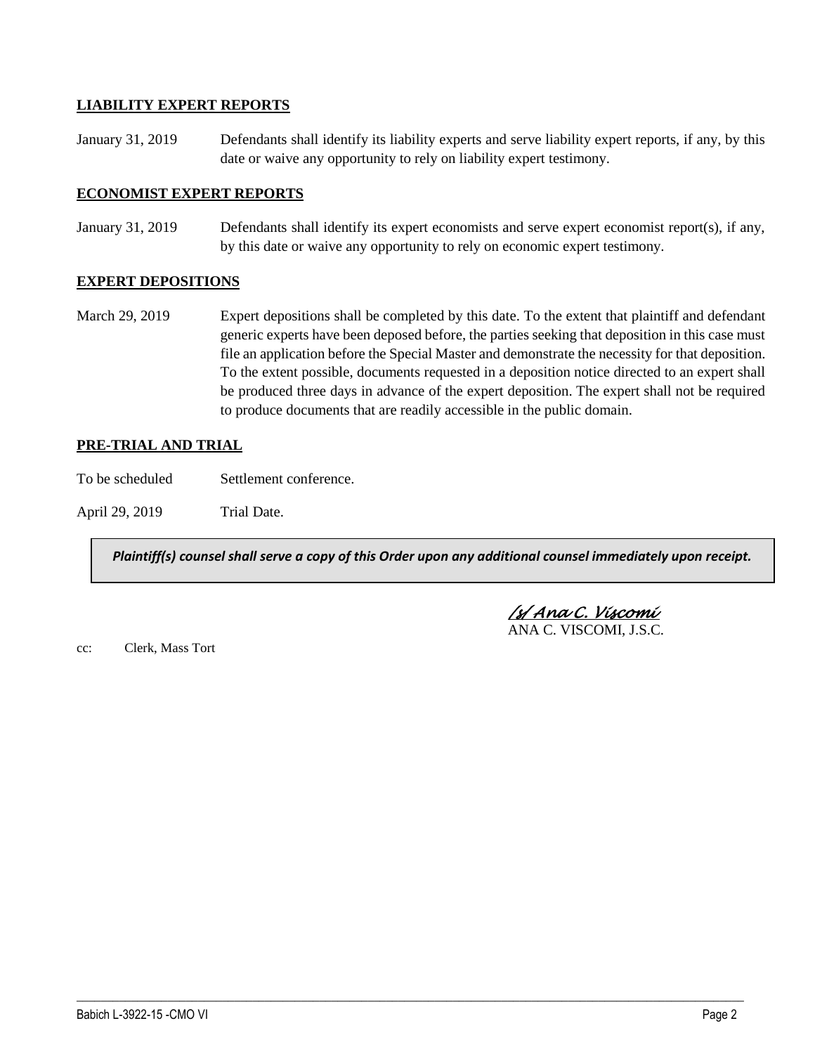**LIABILITY EXPERT REPORTS**

| | |
|---|---|
| January 31, 2019 | Defendants shall identify its liability experts and serve liability expert reports, if any, by this date or waive any opportunity to rely on liability expert testimony. |

**ECONOMIST EXPERT REPORTS**

| | |
|---|---|
| January 31, 2019 | Defendants shall identify its expert economists and serve expert economist report(s), if any, by this date or waive any opportunity to rely on economic expert testimony. |

**EXPERT DEPOSITIONS**

| | |
|---|---|
| March 29, 2019 | Expert depositions shall be completed by this date. To the extent that plaintiff and defendant generic experts have been deposed before, the parties seeking that deposition in this case must file an application before the Special Master and demonstrate the necessity for that deposition. To the extent possible, documents requested in a deposition notice directed to an expert shall be produced three days in advance of the expert deposition. The expert shall not be required to produce documents that are readily accessible in the public domain. |

**PRE-TRIAL AND TRIAL**

| | |
|---|---|
| To be scheduled | Settlement conference. |
| April 29, 2019 | Trial Date. |

***Plaintiff(s) counsel shall serve a copy of this Order upon any additional counsel immediately upon receipt.***

/s/ Ana C. Viscomi
ANA C. VISCOMI, J.S.C.

cc: Clerk, Mass Tort